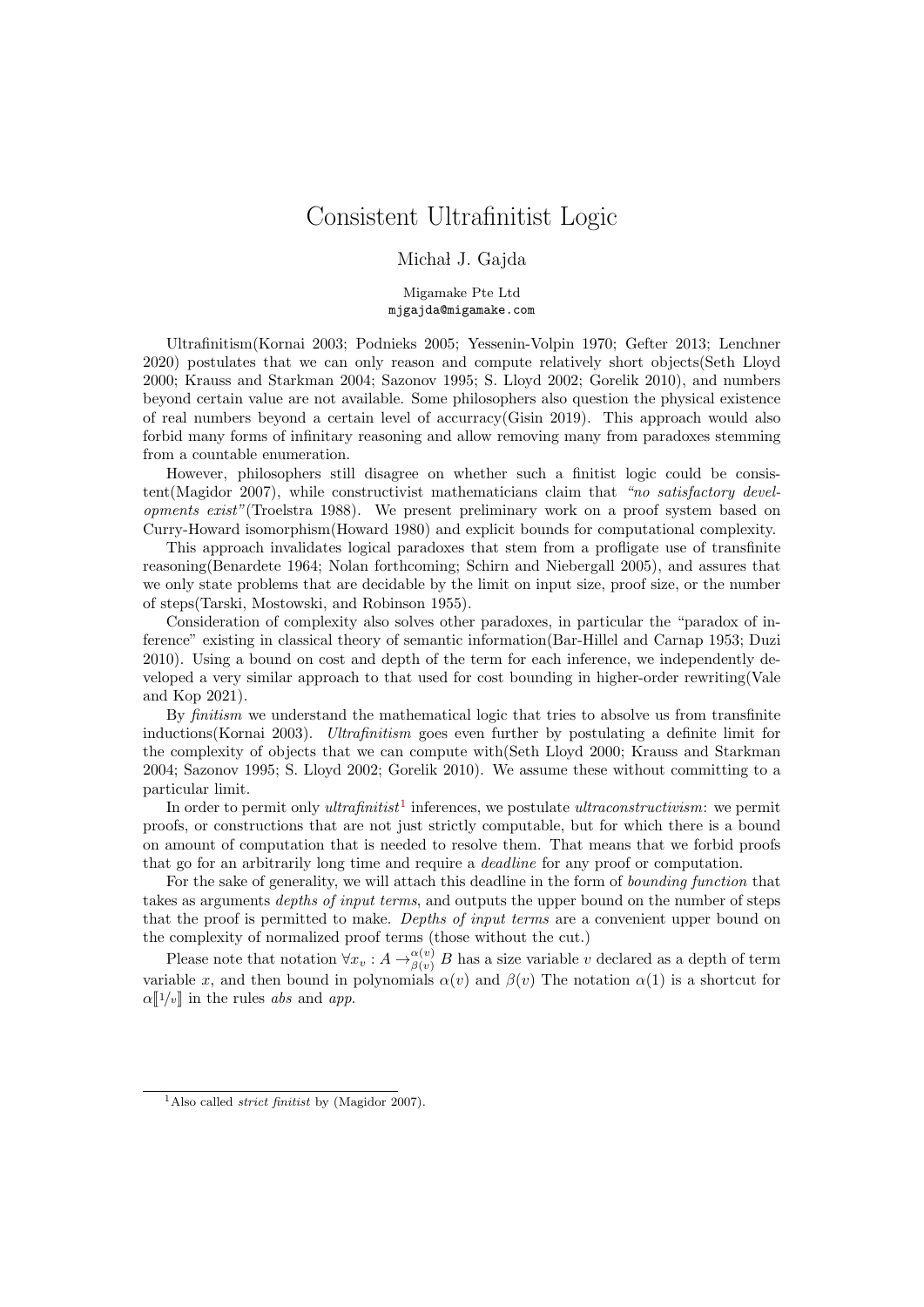# Consistent Ultrafinitist Logic

Michał J. Gajda

Migamake Pte Ltd
mjgajda@migamake.com

Ultrafinitism(Kornai 2003; Podnieks 2005; Yessenin-Volpin 1970; Gefter 2013; Lenchner 2020) postulates that we can only reason and compute relatively short objects(Seth Lloyd 2000; Krauss and Starkman 2004; Sazonov 1995; S. Lloyd 2002; Gorelik 2010), and numbers beyond certain value are not available. Some philosophers also question the physical existence of real numbers beyond a certain level of accurracy(Gisin 2019). This approach would also forbid many forms of infinitary reasoning and allow removing many from paradoxes stemming from a countable enumeration.

However, philosophers still disagree on whether such a finitist logic could be consistent(Magidor 2007), while constructivist mathematicians claim that *"no satisfactory developments exist"*(Troelstra 1988). We present preliminary work on a proof system based on Curry-Howard isomorphism(Howard 1980) and explicit bounds for computational complexity.

This approach invalidates logical paradoxes that stem from a profligate use of transfinite reasoning(Benardete 1964; Nolan forthcoming; Schirn and Niebergall 2005), and assures that we only state problems that are decidable by the limit on input size, proof size, or the number of steps(Tarski, Mostowski, and Robinson 1955).

Consideration of complexity also solves other paradoxes, in particular the "paradox of inference" existing in classical theory of semantic information(Bar-Hillel and Carnap 1953; Duzi 2010). Using a bound on cost and depth of the term for each inference, we independently developed a very similar approach to that used for cost bounding in higher-order rewriting(Vale and Kop 2021).

By *finitism* we understand the mathematical logic that tries to absolve us from transfinite inductions(Kornai 2003). *Ultrafinitism* goes even further by postulating a definite limit for the complexity of objects that we can compute with(Seth Lloyd 2000; Krauss and Starkman 2004; Sazonov 1995; S. Lloyd 2002; Gorelik 2010). We assume these without committing to a particular limit.

In order to permit only *ultrafinitist*[1] inferences, we postulate *ultraconstructivism*: we permit proofs, or constructions that are not just strictly computable, but for which there is a bound on amount of computation that is needed to resolve them. That means that we forbid proofs that go for an arbitrarily long time and require a *deadline* for any proof or computation.

For the sake of generality, we will attach this deadline in the form of *bounding function* that takes as arguments *depths of input terms*, and outputs the upper bound on the number of steps that the proof is permitted to make. *Depths of input terms* are a convenient upper bound on the complexity of normalized proof terms (those without the cut.)

Please note that notation $\forall x_v : A \rightarrow^{\alpha(v)}_{\beta(v)} B$ has a size variable $v$ declared as a depth of term variable $x$, and then bound in polynomials $\alpha(v)$ and $\beta(v)$ The notation $\alpha(1)$ is a shortcut for $\alpha[\![1/v]\!]$ in the rules *abs* and *app*.

[1] Also called *strict finitist* by (Magidor 2007).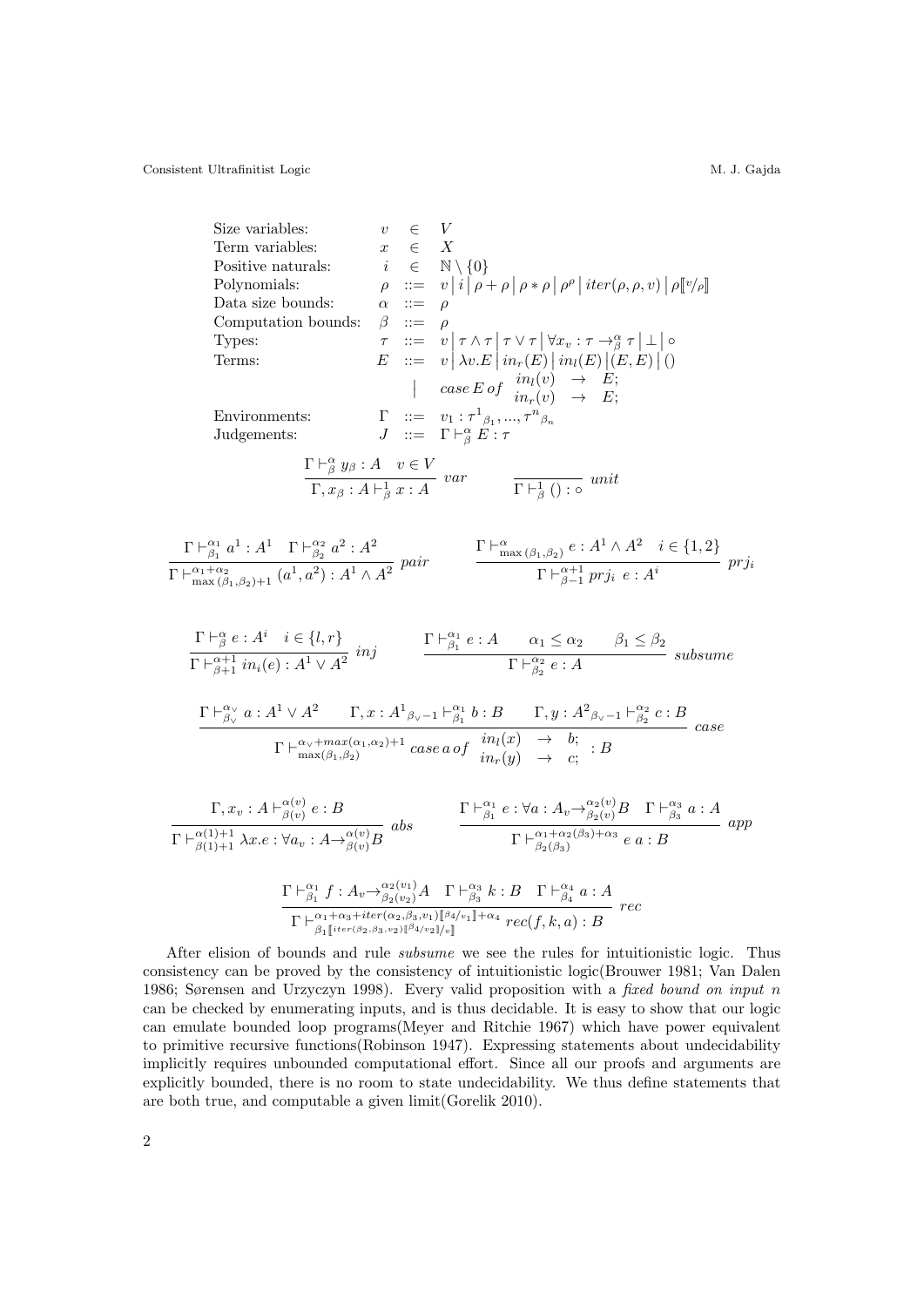$$
\begin{array}{lrcl}
\text{Size variables:} & v & \in & V \\
\text{Term variables:} & x & \in & X \\
\text{Positive naturals:} & i & \in & \mathbb{N}\setminus\{0\} \\
\text{Polynomials:} & \rho & ::= & v \mid i \mid \rho+\rho \mid \rho*\rho \mid \rho^{\rho} \mid iter(\rho,\rho,v) \mid \rho[\![v/\rho]\!] \\
\text{Data size bounds:} & \alpha & ::= & \rho \\
\text{Computation bounds:} & \beta & ::= & \rho \\
\text{Types:} & \tau & ::= & v \mid \tau\wedge\tau \mid \tau\vee\tau \mid \forall x_v : \tau \rightarrow^{\alpha}_{\beta} \tau \mid \bot \mid \circ \\
\text{Terms:} & E & ::= & v \mid \lambda v.E \mid in_r(E) \mid in_l(E) \mid (E,E) \mid () \\
 & & \mid & case\, E\, of \begin{array}{lcl} in_l(v) & \rightarrow & E; \\ in_r(v) & \rightarrow & E; \end{array} \\
\text{Environments:} & \Gamma & ::= & v_1 : {\tau^1}_{\beta_1}, ..., {\tau^n}_{\beta_n} \\
\text{Judgements:} & J & ::= & \Gamma \vdash^{\alpha}_{\beta} E : \tau
\end{array}
$$

$$
\frac{\Gamma \vdash^{\alpha}_{\beta} y_\beta : A \quad v \in V}{\Gamma, x_\beta : A \vdash^{1}_{\beta} x : A}\ var
\qquad
\frac{}{\Gamma \vdash^{1}_{\beta} () : \circ}\ unit
$$

$$
\frac{\Gamma \vdash^{\alpha_1}_{\beta_1} a^1 : A^1 \quad \Gamma \vdash^{\alpha_2}_{\beta_2} a^2 : A^2}{\Gamma \vdash^{\alpha_1+\alpha_2}_{\max(\beta_1,\beta_2)+1} (a^1,a^2) : A^1 \wedge A^2}\ pair
\qquad
\frac{\Gamma \vdash^{\alpha}_{\max(\beta_1,\beta_2)} e : A^1 \wedge A^2 \quad i \in \{1,2\}}{\Gamma \vdash^{\alpha+1}_{\beta-1} prj_i\ e : A^i}\ prj_i
$$

$$
\frac{\Gamma \vdash^{\alpha}_{\beta} e : A^i \quad i \in \{l,r\}}{\Gamma \vdash^{\alpha+1}_{\beta+1} in_i(e) : A^1 \vee A^2}\ inj
\qquad
\frac{\Gamma \vdash^{\alpha_1}_{\beta_1} e : A \qquad \alpha_1 \leq \alpha_2 \qquad \beta_1 \leq \beta_2}{\Gamma \vdash^{\alpha_2}_{\beta_2} e : A}\ subsume
$$

$$
\frac{\Gamma \vdash^{\alpha_\vee}_{\beta_\vee} a : A^1 \vee A^2 \qquad \Gamma, x : {A^1}_{\beta_\vee -1} \vdash^{\alpha_1}_{\beta_1} b : B \qquad \Gamma, y : {A^2}_{\beta_\vee -1} \vdash^{\alpha_2}_{\beta_2} c : B}{\Gamma \vdash^{\alpha_\vee + max(\alpha_1,\alpha_2)+1}_{\max(\beta_1,\beta_2)} case\, a\, of \begin{array}{lcl} in_l(x) & \rightarrow & b; \\ in_r(y) & \rightarrow & c; \end{array} : B}\ case
$$

$$
\frac{\Gamma, x_v : A \vdash^{\alpha(v)}_{\beta(v)} e : B}{\Gamma \vdash^{\alpha(1)+1}_{\beta(1)+1} \lambda x.e : \forall a_v : A \rightarrow^{\alpha(v)}_{\beta(v)} B}\ abs
\qquad
\frac{\Gamma \vdash^{\alpha_1}_{\beta_1} e : \forall a : A_v \rightarrow^{\alpha_2(v)}_{\beta_2(v)} B \quad \Gamma \vdash^{\alpha_3}_{\beta_3} a : A}{\Gamma \vdash^{\alpha_1+\alpha_2(\beta_3)+\alpha_3}_{\beta_2(\beta_3)} e\ a : B}\ app
$$

$$
\frac{\Gamma \vdash^{\alpha_1}_{\beta_1} f : A_v \rightarrow^{\alpha_2(v_1)}_{\beta_2(v_2)} A \quad \Gamma \vdash^{\alpha_3}_{\beta_3} k : B \quad \Gamma \vdash^{\alpha_4}_{\beta_4} a : A}{\Gamma \vdash^{\alpha_1+\alpha_3+iter(\alpha_2,\beta_3,v_1)[\![\beta_4/v_1]\!]+\alpha_4}_{\beta_1[\![iter(\beta_2,\beta_3,v_2)[\![\beta_4/v_2]\!]/v]\!]} rec(f,k,a) : B}\ rec
$$

After elision of bounds and rule *subsume* we see the rules for intuitionistic logic. Thus consistency can be proved by the consistency of intuitionistic logic(Brouwer 1981; Van Dalen 1986; Sørensen and Urzyczyn 1998). Every valid proposition with a *fixed bound on input n* can be checked by enumerating inputs, and is thus decidable. It is easy to show that our logic can emulate bounded loop programs(Meyer and Ritchie 1967) which have power equivalent to primitive recursive functions(Robinson 1947). Expressing statements about undecidability implicitly requires unbounded computational effort. Since all our proofs and arguments are explicitly bounded, there is no room to state undecidability. We thus define statements that are both true, and computable a given limit(Gorelik 2010).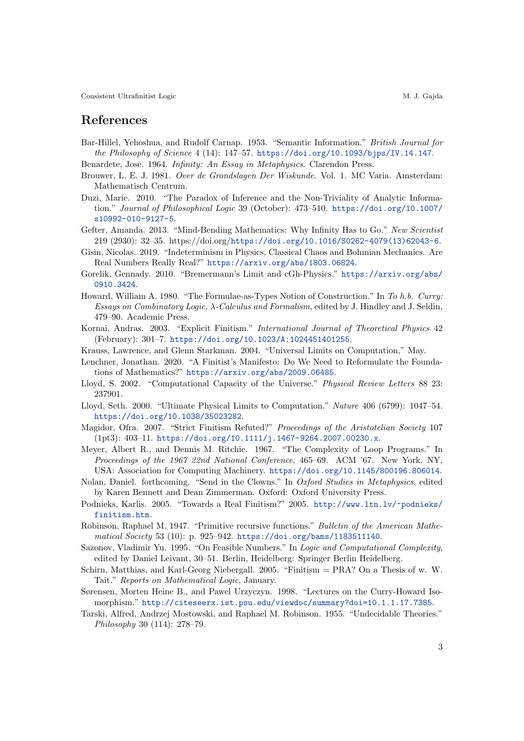## References

Bar-Hillel, Yehoshua, and Rudolf Carnap. 1953. "Semantic Information." *British Journal for the Philosophy of Science* 4 (14): 147–57. https://doi.org/10.1093/bjps/IV.14.147.

Benardete, Jose. 1964. *Infinity: An Essay in Metaphysics*. Clarendon Press.

Brouwer, L. E. J. 1981. *Over de Grondslagen Der Wiskunde*. Vol. 1. MC Varia. Amsterdam: Mathematisch Centrum.

Duzi, Marie. 2010. "The Paradox of Inference and the Non-Triviality of Analytic Information." *Journal of Philosophical Logic* 39 (October): 473–510. https://doi.org/10.1007/s10992-010-9127-5.

Gefter, Amanda. 2013. "Mind-Bending Mathematics: Why Infinity Has to Go." *New Scientist* 219 (2930): 32–35. https://doi.org/https://doi.org/10.1016/S0262-4079(13)62043-6.

Gisin, Nicolas. 2019. "Indeterminism in Physics, Classical Chaos and Bohmian Mechanics. Are Real Numbers Really Real?" https://arxiv.org/abs/1803.06824.

Gorelik, Gennady. 2010. "Bremermann's Limit and cGh-Physics." https://arxiv.org/abs/0910.3424.

Howard, William A. 1980. "The Formulae-as-Types Notion of Construction." In *To h.b. Curry: Essays on Combinatory Logic, λ-Calculus and Formalism*, edited by J. Hindley and J. Seldin, 479–90. Academic Press.

Kornai, Andras. 2003. "Explicit Finitism." *International Journal of Theoretical Physics* 42 (February): 301–7. https://doi.org/10.1023/A:1024451401255.

Krauss, Lawrence, and Glenn Starkman. 2004. "Universal Limits on Computation," May.

Lenchner, Jonathan. 2020. "A Finitist's Manifesto: Do We Need to Reformulate the Foundations of Mathematics?" https://arxiv.org/abs/2009.06485.

Lloyd, S. 2002. "Computational Capacity of the Universe." *Physical Review Letters* 88 23: 237901.

Lloyd, Seth. 2000. "Ultimate Physical Limits to Computation." *Nature* 406 (6799): 1047–54. https://doi.org/10.1038/35023282.

Magidor, Ofra. 2007. "Strict Finitism Refuted?" *Proceedings of the Aristotelian Society* 107 (1pt3): 403–11. https://doi.org/10.1111/j.1467-9264.2007.00230.x.

Meyer, Albert R., and Dennis M. Ritchie. 1967. "The Complexity of Loop Programs." In *Proceedings of the 1967 22nd National Conference*, 465–69. ACM '67. New York, NY, USA: Association for Computing Machinery. https://doi.org/10.1145/800196.806014.

Nolan, Daniel. forthcoming. "Send in the Clowns." In *Oxford Studies in Metaphysics*, edited by Karen Bennett and Dean Zimmerman. Oxford: Oxford University Press.

Podnieks, Karlis. 2005. "Towards a Real Finitism?" 2005. http://www.ltn.lv/~podnieks/finitism.htm.

Robinson, Raphael M. 1947. "Primitive recursive functions." *Bulletin of the American Mathematical Society* 53 (10): p. 925–942. https://doi.org/bams/1183511140.

Sazonov, Vladimir Yu. 1995. "On Feasible Numbers." In *Logic and Computational Complexity*, edited by Daniel Leivant, 30–51. Berlin, Heidelberg: Springer Berlin Heidelberg.

Schirn, Matthias, and Karl-Georg Niebergall. 2005. "Finitism = PRA? On a Thesis of w. W. Tait." *Reports on Mathematical Logic*, January.

Sørensen, Morten Heine B., and Pawel Urzyczyn. 1998. "Lectures on the Curry-Howard Isomorphism." http://citeseerx.ist.psu.edu/viewdoc/summary?doi=10.1.1.17.7385.

Tarski, Alfred, Andrzej Mostowski, and Raphael M. Robinson. 1955. "Undecidable Theories." *Philosophy* 30 (114): 278–79.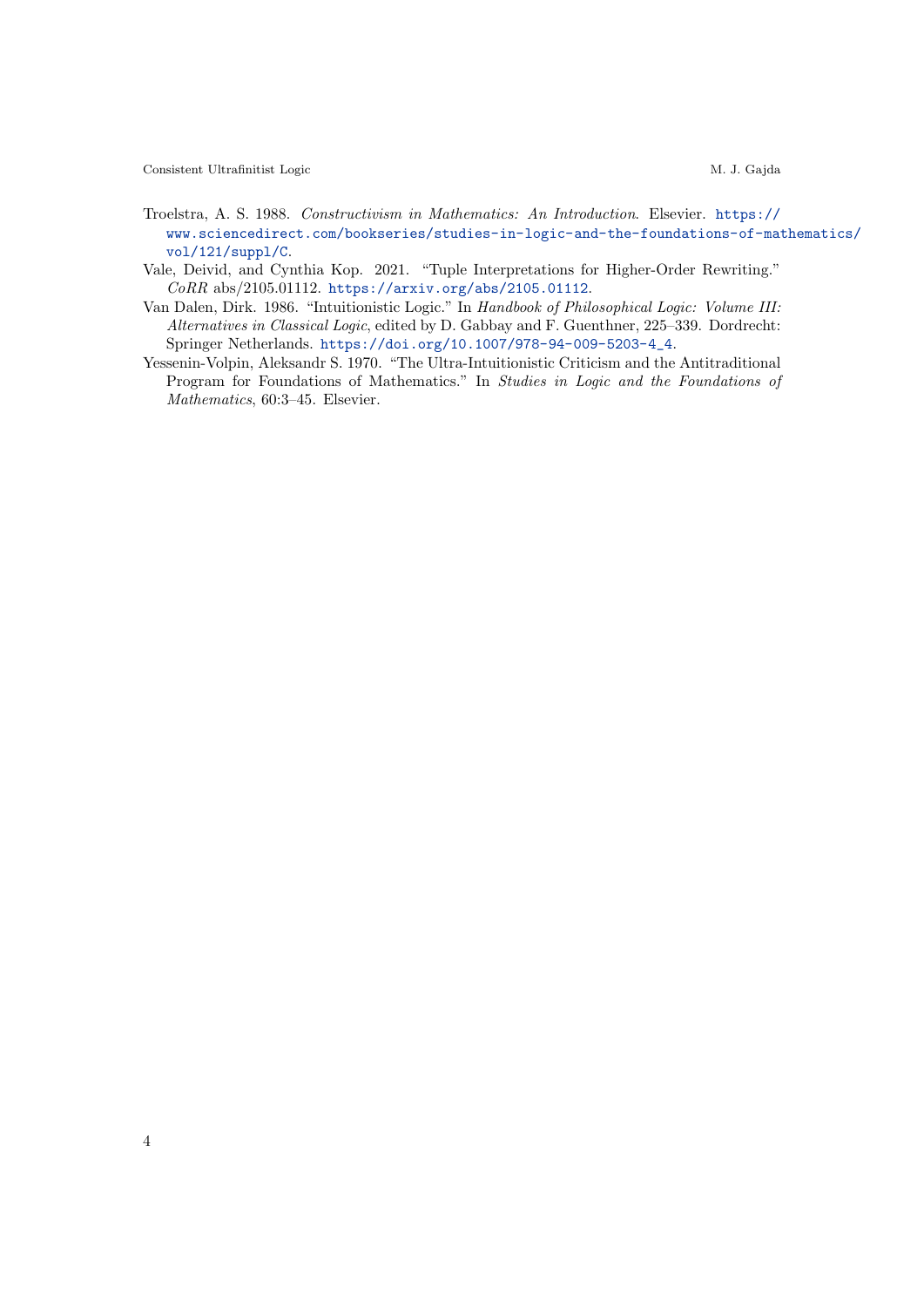Troelstra, A. S. 1988. *Constructivism in Mathematics: An Introduction*. Elsevier. https://www.sciencedirect.com/bookseries/studies-in-logic-and-the-foundations-of-mathematics/vol/121/suppl/C.

Vale, Deivid, and Cynthia Kop. 2021. "Tuple Interpretations for Higher-Order Rewriting." *CoRR* abs/2105.01112. https://arxiv.org/abs/2105.01112.

Van Dalen, Dirk. 1986. "Intuitionistic Logic." In *Handbook of Philosophical Logic: Volume III: Alternatives in Classical Logic*, edited by D. Gabbay and F. Guenthner, 225–339. Dordrecht: Springer Netherlands. https://doi.org/10.1007/978-94-009-5203-4_4.

Yessenin-Volpin, Aleksandr S. 1970. "The Ultra-Intuitionistic Criticism and the Antitraditional Program for Foundations of Mathematics." In *Studies in Logic and the Foundations of Mathematics*, 60:3–45. Elsevier.